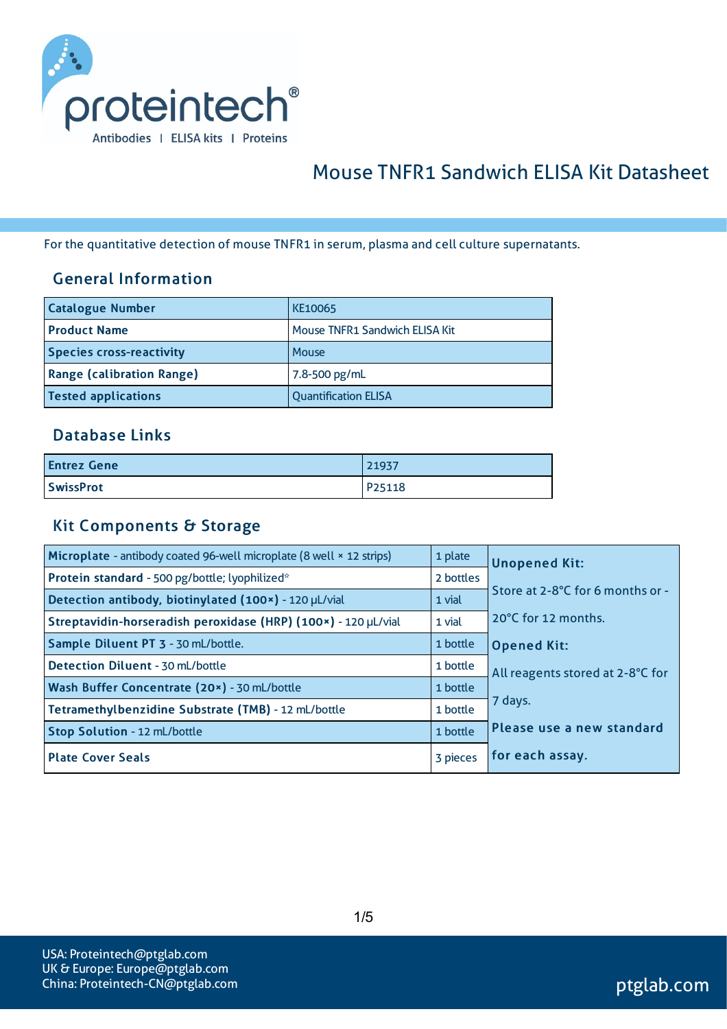# Mouse TNFR1 Sandwich ELISA Kit Datasheet

For the quantitative detection of mouse TNFR1 in serum, plasma and cell culture supernatants.

## General Information

| Catalogue Number | KE10065 |
|---|---|
| Product Name | Mouse TNFR1 Sandwich ELISA Kit |
| Species cross-reactivity | Mouse |
| Range (calibration Range) | 7.8-500 pg/mL |
| Tested applications | Quantification ELISA |

## Database Links

| Entrez Gene | 21937 |
|---|---|
| SwissProt | P25118 |

## Kit Components & Storage

| Component | Quantity | Storage |
|---|---|---|
| **Microplate** - antibody coated 96-well microplate (8 well × 12 strips) | 1 plate | **Unopened Kit:** Store at 2-8°C for 6 months or -20°C for 12 months. **Opened Kit:** All reagents stored at 2-8°C for 7 days. **Please use a new standard for each assay.** |
| **Protein standard** - 500 pg/bottle; lyophilized* | 2 bottles | |
| **Detection antibody, biotinylated (100×)** - 120 μL/vial | 1 vial | |
| **Streptavidin-horseradish peroxidase (HRP) (100×)** - 120 μL/vial | 1 vial | |
| **Sample Diluent PT 3** - 30 mL/bottle. | 1 bottle | |
| **Detection Diluent** - 30 mL/bottle | 1 bottle | |
| **Wash Buffer Concentrate (20×)** - 30 mL/bottle | 1 bottle | |
| **Tetramethylbenzidine Substrate (TMB)** - 12 mL/bottle | 1 bottle | |
| **Stop Solution** - 12 mL/bottle | 1 bottle | |
| **Plate Cover Seals** | 3 pieces | |

USA: Proteintech@ptglab.com
UK & Europe: Europe@ptglab.com
China: Proteintech-CN@ptglab.com

ptglab.com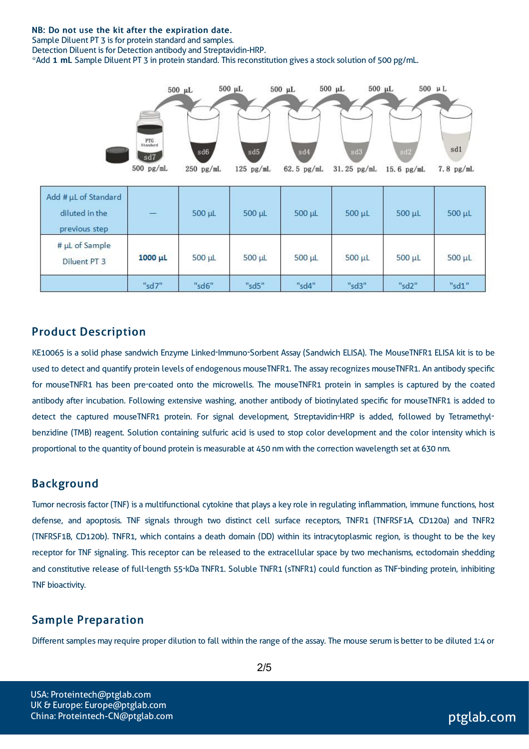**NB: Do not use the kit after the expiration date.**
Sample Diluent PT 3 is for protein standard and samples.
Detection Diluent is for Detection antibody and Streptavidin-HRP.
*Add **1 mL** Sample Diluent PT 3 in protein standard. This reconstitution gives a stock solution of 500 pg/mL.

500 μL → sd6 250 pg/mL; 500 μL → sd5 125 pg/mL; 500 μL → sd4 62.5 pg/mL; 500 μL → sd3 31.25 pg/mL; 500 μL → sd2 15.6 pg/mL; 500 μL → sd1 7.8 pg/mL. PTG Standard sd7 500 pg/mL.

| Add # μL of Standard diluted in the previous step | — | 500 μL | 500 μL | 500 μL | 500 μL | 500 μL | 500 μL |
|---|---|---|---|---|---|---|---|
| # μL of Sample Diluent PT 3 | **1000 μL** | 500 μL | 500 μL | 500 μL | 500 μL | 500 μL | 500 μL |
| | "sd7" | "sd6" | "sd5" | "sd4" | "sd3" | "sd2" | "sd1" |

## Product Description

KE10065 is a solid phase sandwich Enzyme Linked-Immuno-Sorbent Assay (Sandwich ELISA). The MouseTNFR1 ELISA kit is to be used to detect and quantify protein levels of endogenous mouseTNFR1. The assay recognizes mouseTNFR1. An antibody specific for mouseTNFR1 has been pre-coated onto the microwells. The mouseTNFR1 protein in samples is captured by the coated antibody after incubation. Following extensive washing, another antibody of biotinylated specific for mouseTNFR1 is added to detect the captured mouseTNFR1 protein. For signal development, Streptavidin-HRP is added, followed by Tetramethyl-benzidine (TMB) reagent. Solution containing sulfuric acid is used to stop color development and the color intensity which is proportional to the quantity of bound protein is measurable at 450 nm with the correction wavelength set at 630 nm.

## Background

Tumor necrosis factor (TNF) is a multifunctional cytokine that plays a key role in regulating inflammation, immune functions, host defense, and apoptosis. TNF signals through two distinct cell surface receptors, TNFR1 (TNFRSF1A, CD120a) and TNFR2 (TNFRSF1B, CD120b). TNFR1, which contains a death domain (DD) within its intracytoplasmic region, is thought to be the key receptor for TNF signaling. This receptor can be released to the extracellular space by two mechanisms, ectodomain shedding and constitutive release of full-length 55-kDa TNFR1. Soluble TNFR1 (sTNFR1) could function as TNF-binding protein, inhibiting TNF bioactivity.

## Sample Preparation

Different samples may require proper dilution to fall within the range of the assay. The mouse serum is better to be diluted 1:4 or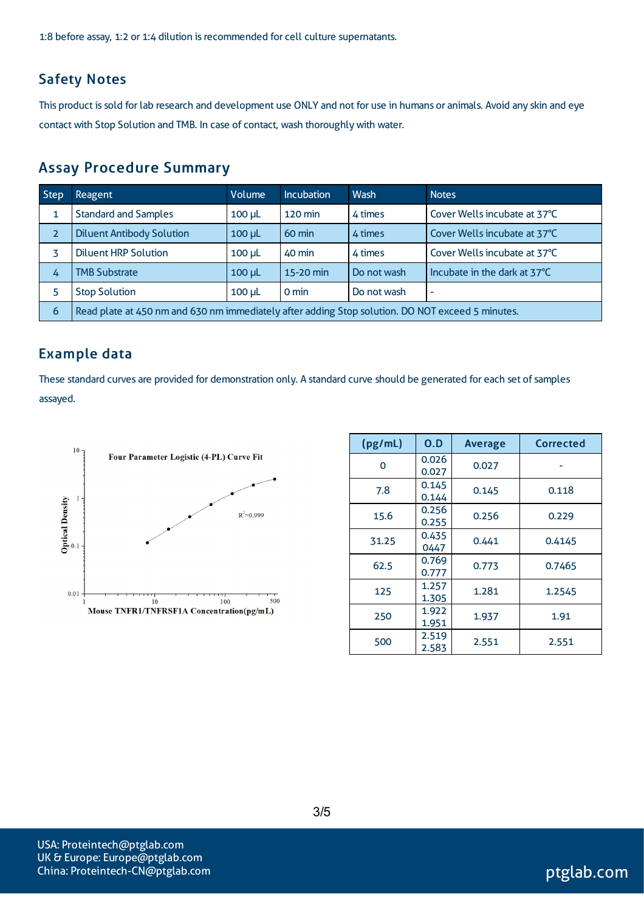1:8 before assay, 1:2 or 1:4 dilution is recommended for cell culture supernatants.

## Safety Notes

This product is sold for lab research and development use ONLY and not for use in humans or animals. Avoid any skin and eye contact with Stop Solution and TMB. In case of contact, wash thoroughly with water.

## Assay Procedure Summary

| Step | Reagent | Volume | Incubation | Wash | Notes |
|---|---|---|---|---|---|
| 1 | Standard and Samples | 100 μL | 120 min | 4 times | Cover Wells incubate at 37°C |
| 2 | Diluent Antibody Solution | 100 μL | 60 min | 4 times | Cover Wells incubate at 37°C |
| 3 | Diluent HRP Solution | 100 μL | 40 min | 4 times | Cover Wells incubate at 37°C |
| 4 | TMB Substrate | 100 μL | 15-20 min | Do not wash | Incubate in the dark at 37°C |
| 5 | Stop Solution | 100 μL | 0 min | Do not wash | - |
| 6 | Read plate at 450 nm and 630 nm immediately after adding Stop solution. DO NOT exceed 5 minutes. | | | | |

## Example data

These standard curves are provided for demonstration only. A standard curve should be generated for each set of samples assayed.

Four Parameter Logistic (4-PL) Curve Fit

$R^2$=0.999

Optical Density

Mouse TNFR1/TNFRSF1A Concentration(pg/mL)

| (pg/mL) | O.D | Average | Corrected |
|---|---|---|---|
| 0 | 0.026<br>0.027 | 0.027 | - |
| 7.8 | 0.145<br>0.144 | 0.145 | 0.118 |
| 15.6 | 0.256<br>0.255 | 0.256 | 0.229 |
| 31.25 | 0.435<br>0447 | 0.441 | 0.4145 |
| 62.5 | 0.769<br>0.777 | 0.773 | 0.7465 |
| 125 | 1.257<br>1.305 | 1.281 | 1.2545 |
| 250 | 1.922<br>1.951 | 1.937 | 1.91 |
| 500 | 2.519<br>2.583 | 2.551 | 2.551 |

USA: Proteintech@ptglab.com
UK & Europe: Europe@ptglab.com
China: Proteintech-CN@ptglab.com

ptglab.com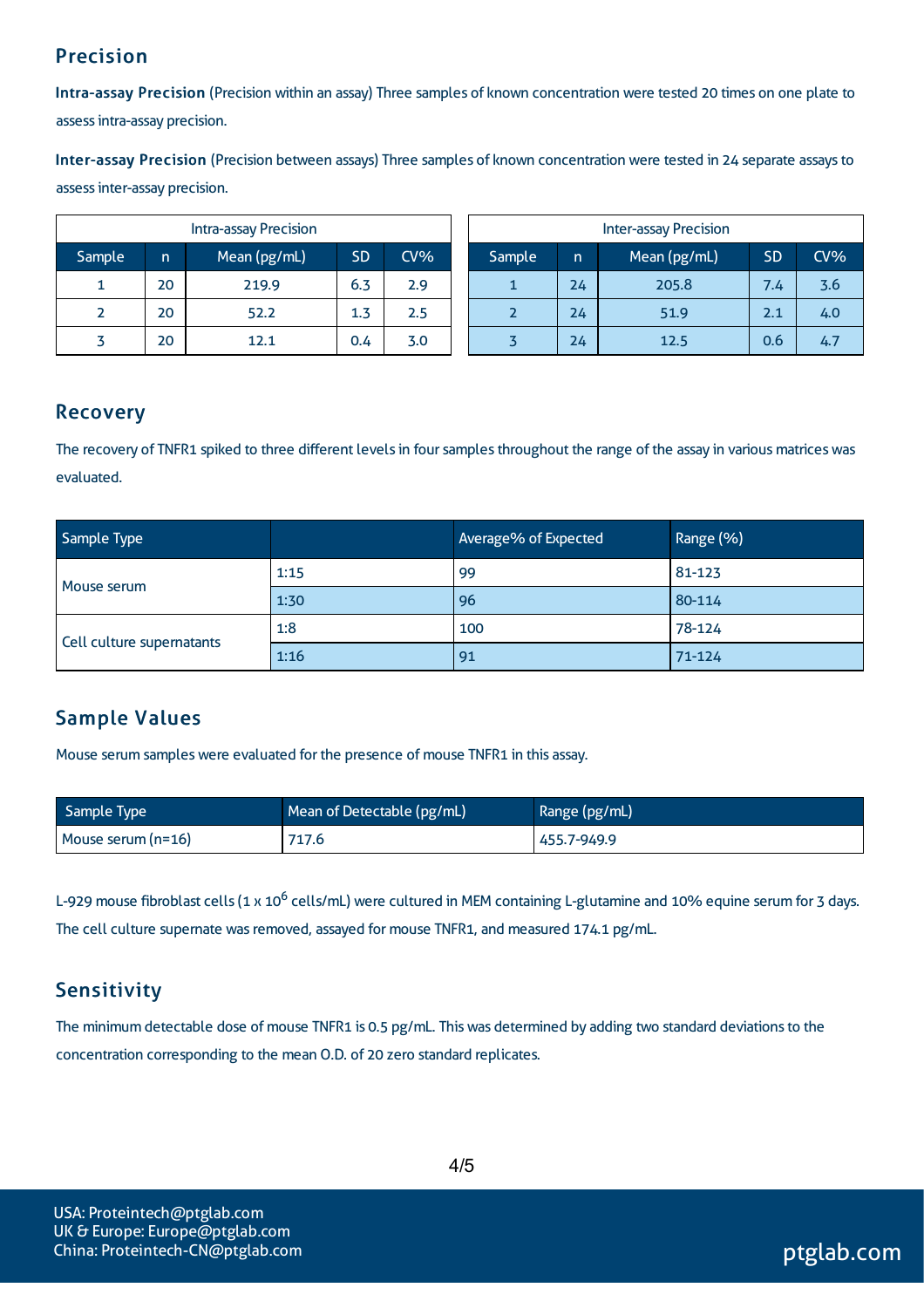## Precision

**Intra-assay Precision** (Precision within an assay) Three samples of known concentration were tested 20 times on one plate to assess intra-assay precision.

**Inter-assay Precision** (Precision between assays) Three samples of known concentration were tested in 24 separate assays to assess inter-assay precision.

| Intra-assay Precision | | | | |
|---|---|---|---|---|
| Sample | n | Mean (pg/mL) | SD | CV% |
| 1 | 20 | 219.9 | 6.3 | 2.9 |
| 2 | 20 | 52.2 | 1.3 | 2.5 |
| 3 | 20 | 12.1 | 0.4 | 3.0 |

| Inter-assay Precision | | | | |
|---|---|---|---|---|
| Sample | n | Mean (pg/mL) | SD | CV% |
| 1 | 24 | 205.8 | 7.4 | 3.6 |
| 2 | 24 | 51.9 | 2.1 | 4.0 |
| 3 | 24 | 12.5 | 0.6 | 4.7 |

## Recovery

The recovery of TNFR1 spiked to three different levels in four samples throughout the range of the assay in various matrices was evaluated.

| Sample Type | | Average% of Expected | Range (%) |
|---|---|---|---|
| Mouse serum | 1:15 | 99 | 81-123 |
| | 1:30 | 96 | 80-114 |
| Cell culture supernatants | 1:8 | 100 | 78-124 |
| | 1:16 | 91 | 71-124 |

## Sample Values

Mouse serum samples were evaluated for the presence of mouse TNFR1 in this assay.

| Sample Type | Mean of Detectable (pg/mL) | Range (pg/mL) |
|---|---|---|
| Mouse serum (n=16) | 717.6 | 455.7-949.9 |

L-929 mouse fibroblast cells ($1 \times 10^6$ cells/mL) were cultured in MEM containing L-glutamine and 10% equine serum for 3 days. The cell culture supernate was removed, assayed for mouse TNFR1, and measured 174.1 pg/mL.

## Sensitivity

The minimum detectable dose of mouse TNFR1 is 0.5 pg/mL. This was determined by adding two standard deviations to the concentration corresponding to the mean O.D. of 20 zero standard replicates.

USA: Proteintech@ptglab.com
UK & Europe: Europe@ptglab.com
China: Proteintech-CN@ptglab.com

ptglab.com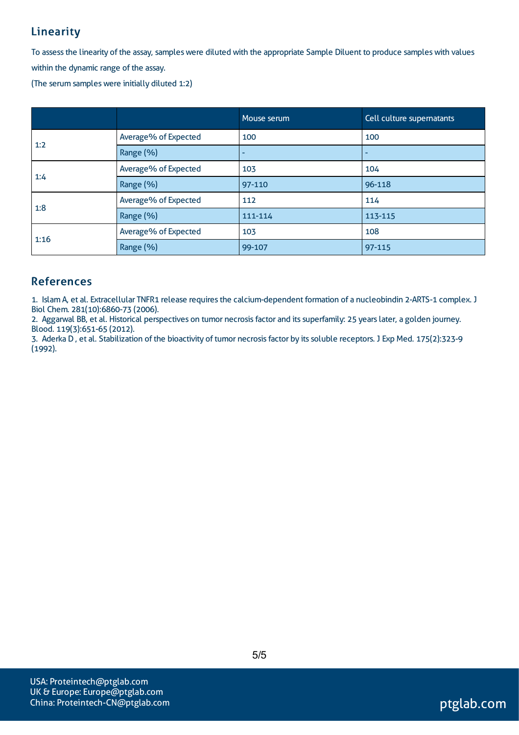## Linearity

To assess the linearity of the assay, samples were diluted with the appropriate Sample Diluent to produce samples with values within the dynamic range of the assay.

(The serum samples were initially diluted 1:2)

| | | Mouse serum | Cell culture supernatants |
|---|---|---|---|
| 1:2 | Average% of Expected | 100 | 100 |
| | Range (%) | - | - |
| 1:4 | Average% of Expected | 103 | 104 |
| | Range (%) | 97-110 | 96-118 |
| 1:8 | Average% of Expected | 112 | 114 |
| | Range (%) | 111-114 | 113-115 |
| 1:16 | Average% of Expected | 103 | 108 |
| | Range (%) | 99-107 | 97-115 |

## References

1. Islam A, et al. Extracellular TNFR1 release requires the calcium-dependent formation of a nucleobindin 2-ARTS-1 complex. J Biol Chem. 281(10):6860-73 (2006).
2. Aggarwal BB, et al. Historical perspectives on tumor necrosis factor and its superfamily: 25 years later, a golden journey. Blood. 119(3):651-65 (2012).
3. Aderka D , et al. Stabilization of the bioactivity of tumor necrosis factor by its soluble receptors. J Exp Med. 175(2):323-9 (1992).

USA: Proteintech@ptglab.com
UK & Europe: Europe@ptglab.com
China: Proteintech-CN@ptglab.com

ptglab.com